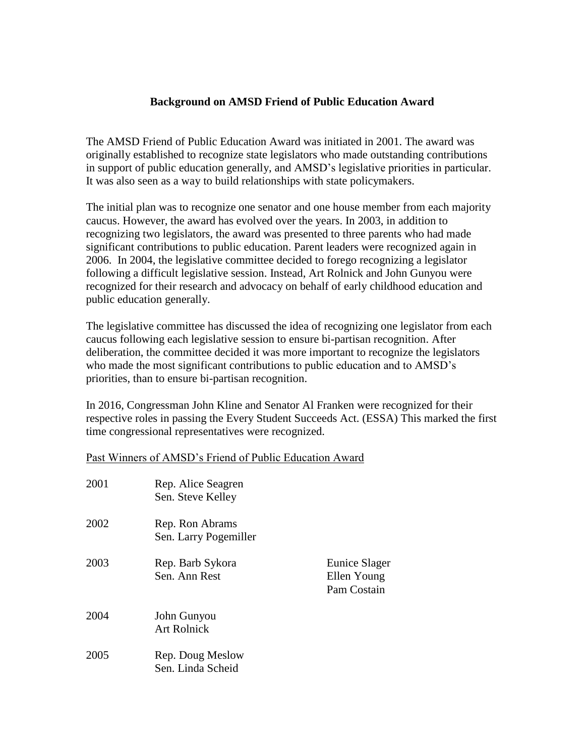# Background on AMSD Friend of Public Education Award

The AMSD Friend of Public Education Award was initiated in 2001. The award was originally established to recognize state legislators who made outstanding contributions in support of public education generally, and AMSD's legislative priorities in particular. It was also seen as a way to build relationships with state policymakers.

The initial plan was to recognize one senator and one house member from each majority caucus. However, the award has evolved over the years. In 2003, in addition to recognizing two legislators, the award was presented to three parents who had made significant contributions to public education. Parent leaders were recognized again in 2006. In 2004, the legislative committee decided to forego recognizing a legislator following a difficult legislative session. Instead, Art Rolnick and John Gunyou were recognized for their research and advocacy on behalf of early childhood education and public education generally.

The legislative committee has discussed the idea of recognizing one legislator from each caucus following each legislative session to ensure bi-partisan recognition. After deliberation, the committee decided it was more important to recognize the legislators who made the most significant contributions to public education and to AMSD's priorities, than to ensure bi-partisan recognition.

In 2016, Congressman John Kline and Senator Al Franken were recognized for their respective roles in passing the Every Student Succeeds Act. (ESSA) This marked the first time congressional representatives were recognized.

<u>Past Winners of AMSD's Friend of Public Education Award</u>

| Year | Legislators/Recipients | Other Recipients |
|---|---|---|
| 2001 | Rep. Alice Seagren<br>Sen. Steve Kelley | |
| 2002 | Rep. Ron Abrams<br>Sen. Larry Pogemiller | |
| 2003 | Rep. Barb Sykora<br>Sen. Ann Rest | Eunice Slager<br>Ellen Young<br>Pam Costain |
| 2004 | John Gunyou<br>Art Rolnick | |
| 2005 | Rep. Doug Meslow<br>Sen. Linda Scheid | |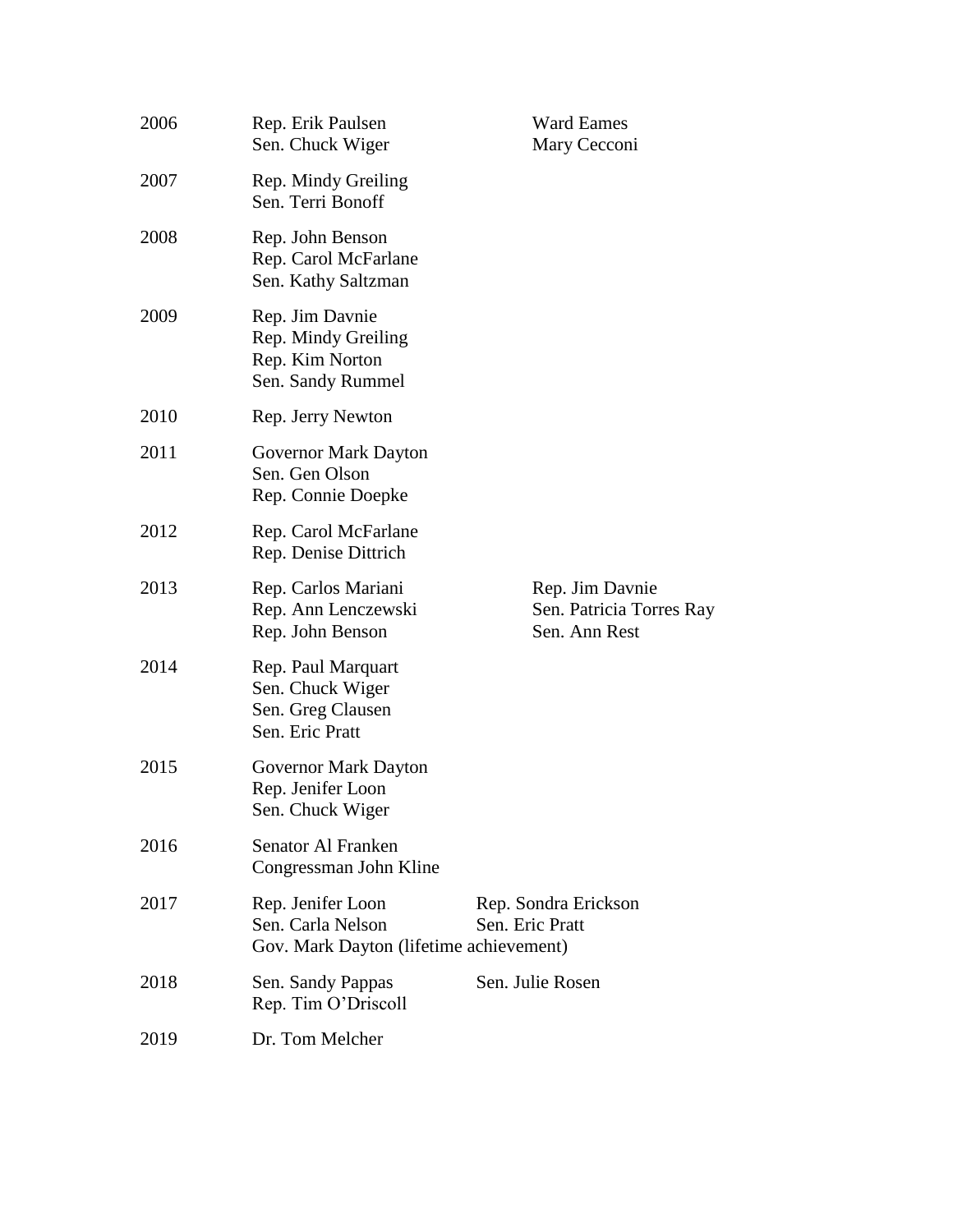| | | |
|---|---|---|
| 2006 | Rep. Erik Paulsen<br>Sen. Chuck Wiger | Ward Eames<br>Mary Cecconi |
| 2007 | Rep. Mindy Greiling<br>Sen. Terri Bonoff | |
| 2008 | Rep. John Benson<br>Rep. Carol McFarlane<br>Sen. Kathy Saltzman | |
| 2009 | Rep. Jim Davnie<br>Rep. Mindy Greiling<br>Rep. Kim Norton<br>Sen. Sandy Rummel | |
| 2010 | Rep. Jerry Newton | |
| 2011 | Governor Mark Dayton<br>Sen. Gen Olson<br>Rep. Connie Doepke | |
| 2012 | Rep. Carol McFarlane<br>Rep. Denise Dittrich | |
| 2013 | Rep. Carlos Mariani<br>Rep. Ann Lenczewski<br>Rep. John Benson | Rep. Jim Davnie<br>Sen. Patricia Torres Ray<br>Sen. Ann Rest |
| 2014 | Rep. Paul Marquart<br>Sen. Chuck Wiger<br>Sen. Greg Clausen<br>Sen. Eric Pratt | |
| 2015 | Governor Mark Dayton<br>Rep. Jenifer Loon<br>Sen. Chuck Wiger | |
| 2016 | Senator Al Franken<br>Congressman John Kline | |
| 2017 | Rep. Jenifer Loon<br>Sen. Carla Nelson<br>Gov. Mark Dayton (lifetime achievement) | Rep. Sondra Erickson<br>Sen. Eric Pratt |
| 2018 | Sen. Sandy Pappas<br>Rep. Tim O'Driscoll | Sen. Julie Rosen |
| 2019 | Dr. Tom Melcher | |